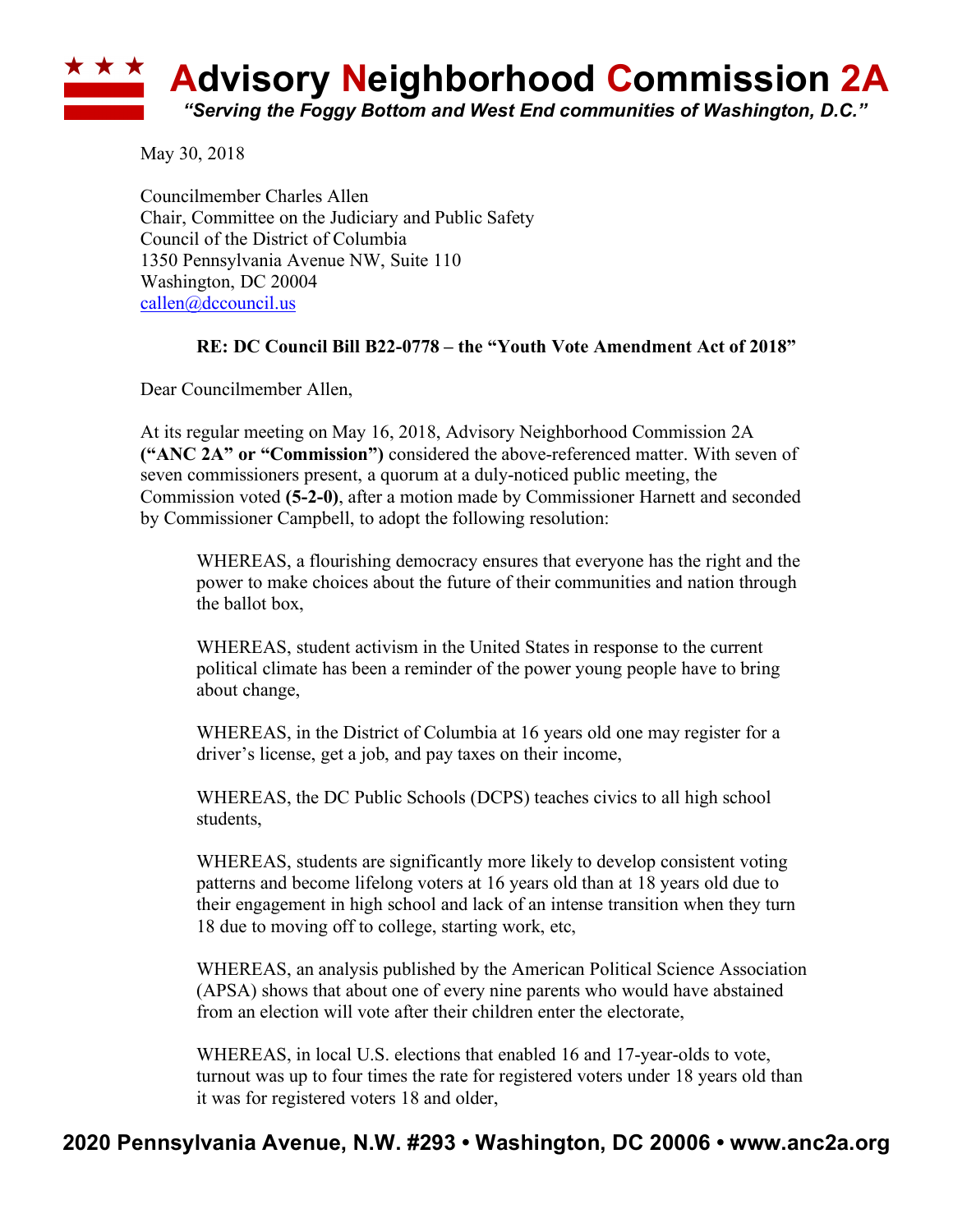# Advisory Neighborhood Commission 2A

*"Serving the Foggy Bottom and West End communities of Washington, D.C."*

May 30, 2018

Councilmember Charles Allen
Chair, Committee on the Judiciary and Public Safety
Council of the District of Columbia
1350 Pennsylvania Avenue NW, Suite 110
Washington, DC 20004
callen@dccouncil.us

**RE: DC Council Bill B22-0778 – the "Youth Vote Amendment Act of 2018"**

Dear Councilmember Allen,

At its regular meeting on May 16, 2018, Advisory Neighborhood Commission 2A **("ANC 2A" or "Commission")** considered the above-referenced matter. With seven of seven commissioners present, a quorum at a duly-noticed public meeting, the Commission voted **(5-2-0)**, after a motion made by Commissioner Harnett and seconded by Commissioner Campbell, to adopt the following resolution:

> WHEREAS, a flourishing democracy ensures that everyone has the right and the power to make choices about the future of their communities and nation through the ballot box,
>
> WHEREAS, student activism in the United States in response to the current political climate has been a reminder of the power young people have to bring about change,
>
> WHEREAS, in the District of Columbia at 16 years old one may register for a driver's license, get a job, and pay taxes on their income,
>
> WHEREAS, the DC Public Schools (DCPS) teaches civics to all high school students,
>
> WHEREAS, students are significantly more likely to develop consistent voting patterns and become lifelong voters at 16 years old than at 18 years old due to their engagement in high school and lack of an intense transition when they turn 18 due to moving off to college, starting work, etc,
>
> WHEREAS, an analysis published by the American Political Science Association (APSA) shows that about one of every nine parents who would have abstained from an election will vote after their children enter the electorate,
>
> WHEREAS, in local U.S. elections that enabled 16 and 17-year-olds to vote, turnout was up to four times the rate for registered voters under 18 years old than it was for registered voters 18 and older,

**2020 Pennsylvania Avenue, N.W. #293 • Washington, DC 20006 • www.anc2a.org**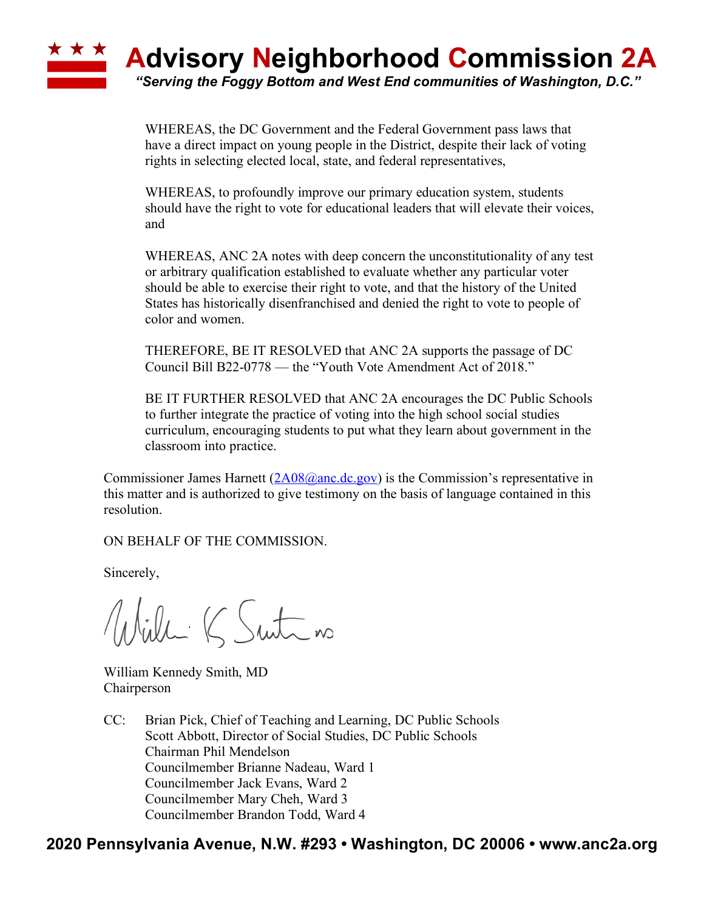WHEREAS, the DC Government and the Federal Government pass laws that have a direct impact on young people in the District, despite their lack of voting rights in selecting elected local, state, and federal representatives,

WHEREAS, to profoundly improve our primary education system, students should have the right to vote for educational leaders that will elevate their voices, and

WHEREAS, ANC 2A notes with deep concern the unconstitutionality of any test or arbitrary qualification established to evaluate whether any particular voter should be able to exercise their right to vote, and that the history of the United States has historically disenfranchised and denied the right to vote to people of color and women.

THEREFORE, BE IT RESOLVED that ANC 2A supports the passage of DC Council Bill B22-0778 — the "Youth Vote Amendment Act of 2018."

BE IT FURTHER RESOLVED that ANC 2A encourages the DC Public Schools to further integrate the practice of voting into the high school social studies curriculum, encouraging students to put what they learn about government in the classroom into practice.

Commissioner James Harnett (2A08@anc.dc.gov) is the Commission's representative in this matter and is authorized to give testimony on the basis of language contained in this resolution.

ON BEHALF OF THE COMMISSION.

Sincerely,

William Kennedy Smith, MD
Chairperson

CC: Brian Pick, Chief of Teaching and Learning, DC Public Schools
Scott Abbott, Director of Social Studies, DC Public Schools
Chairman Phil Mendelson
Councilmember Brianne Nadeau, Ward 1
Councilmember Jack Evans, Ward 2
Councilmember Mary Cheh, Ward 3
Councilmember Brandon Todd, Ward 4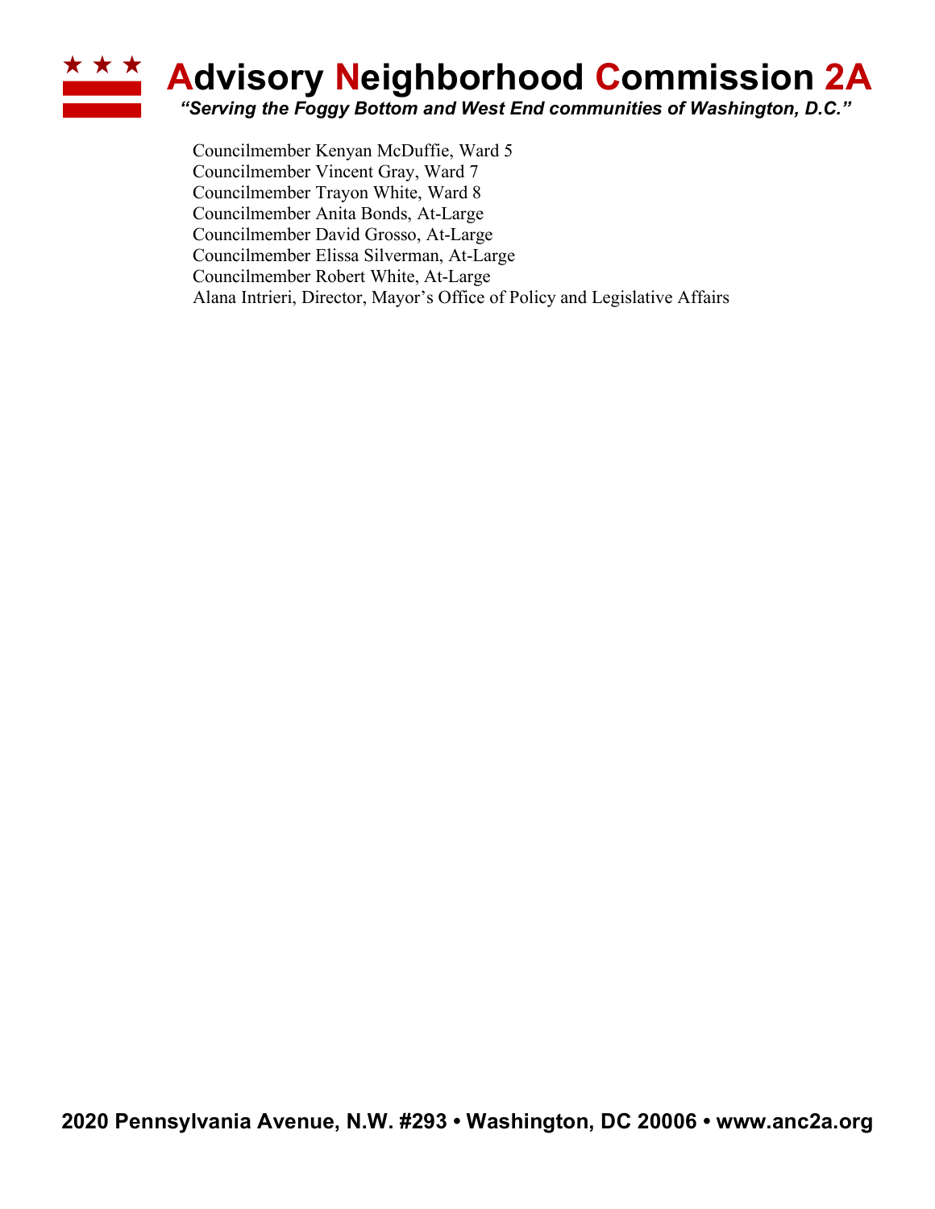Councilmember Kenyan McDuffie, Ward 5
Councilmember Vincent Gray, Ward 7
Councilmember Trayon White, Ward 8
Councilmember Anita Bonds, At-Large
Councilmember David Grosso, At-Large
Councilmember Elissa Silverman, At-Large
Councilmember Robert White, At-Large
Alana Intrieri, Director, Mayor's Office of Policy and Legislative Affairs